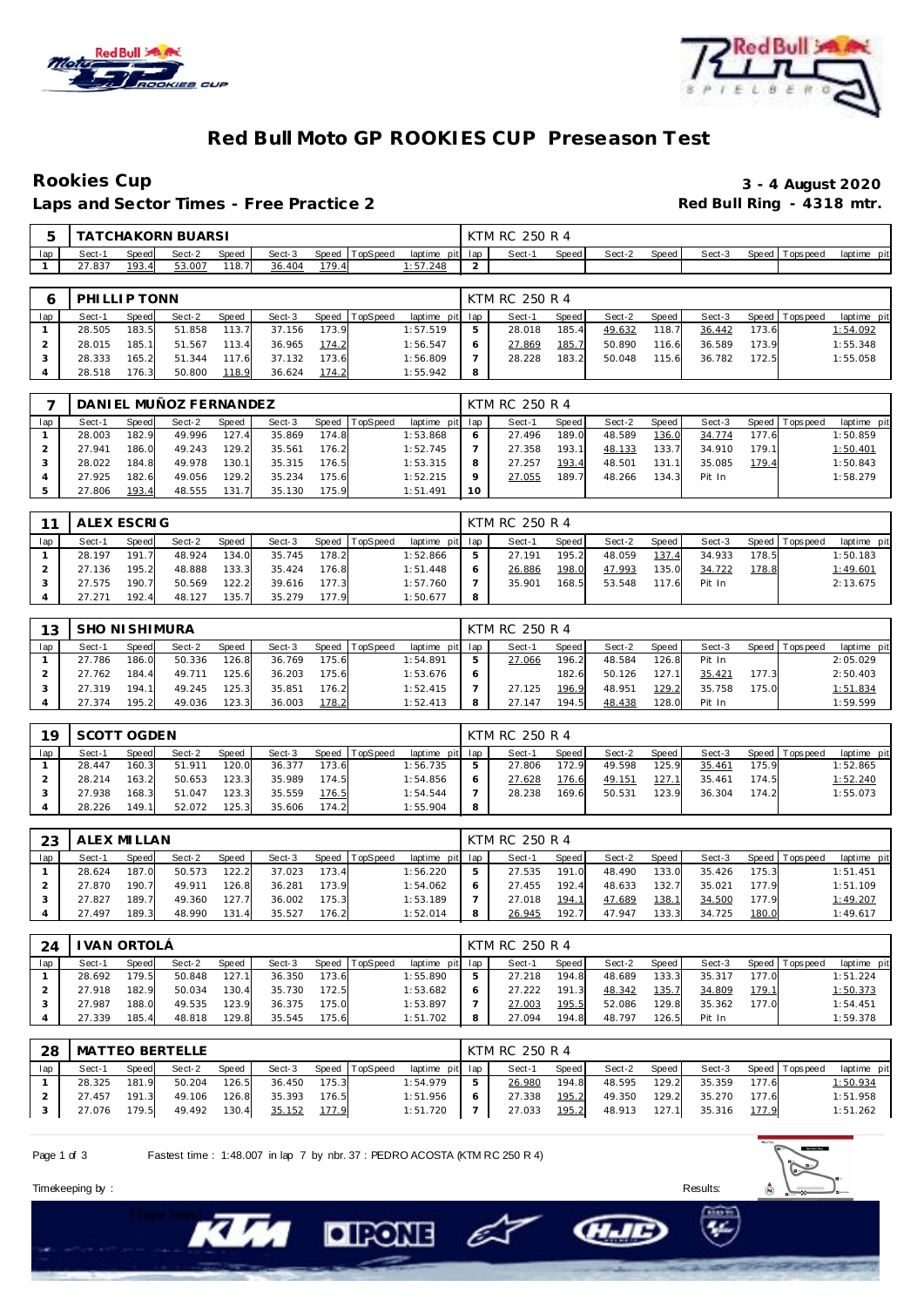# Red Bull Moto GP ROOKIES CUP Preseason Test

## Rookies Cup

**3 - 4 August 2020**

**Laps and Sector Times - Free Practice 2**

**Red Bull Ring - 4318 mtr.**

| 5 | TATCHAKORN BUARSI | | | | | | | | | KTM RC 250 R 4 | | | | | | | | |
|---|---|---|---|---|---|---|---|---|---|---|---|---|---|---|---|---|---|---|
| lap | Sect-1 | Speed | Sect-2 | Speed | Sect-3 | Speed | TopSpeed | laptime pit | lap | Sect-1 | Speed | Sect-2 | Speed | Sect-3 | Speed | Topspeed | laptime pit |
| 1 | 27.837 | 193.4 | 53.007 | 118.7 | 36.404 | 179.4 | | 1:57.248 | 2 | | | | | | | | |

| 6 | PHILLIP TONN | | | | | | | | | KTM RC 250 R 4 | | | | | | | | |
|---|---|---|---|---|---|---|---|---|---|---|---|---|---|---|---|---|---|---|
| lap | Sect-1 | Speed | Sect-2 | Speed | Sect-3 | Speed | TopSpeed | laptime pit | lap | Sect-1 | Speed | Sect-2 | Speed | Sect-3 | Speed | Topspeed | laptime pit |
| 1 | 28.505 | 183.5 | 51.858 | 113.7 | 37.156 | 173.9 | | 1:57.519 | 5 | 28.018 | 185.4 | 49.632 | 118.7 | 36.442 | 173.6 | | 1:54.092 |
| 2 | 28.015 | 185.1 | 51.567 | 113.4 | 36.965 | 174.2 | | 1:56.547 | 6 | 27.869 | 185.7 | 50.890 | 116.6 | 36.589 | 173.9 | | 1:55.348 |
| 3 | 28.333 | 165.2 | 51.344 | 117.6 | 37.132 | 173.6 | | 1:56.809 | 7 | 28.228 | 183.2 | 50.048 | 115.6 | 36.782 | 172.5 | | 1:55.058 |
| 4 | 28.518 | 176.3 | 50.800 | 118.9 | 36.624 | 174.2 | | 1:55.942 | 8 | | | | | | | | |

| 7 | DANIEL MUÑOZ FERNANDEZ | | | | | | | | | KTM RC 250 R 4 | | | | | | | | |
|---|---|---|---|---|---|---|---|---|---|---|---|---|---|---|---|---|---|---|
| lap | Sect-1 | Speed | Sect-2 | Speed | Sect-3 | Speed | TopSpeed | laptime pit | lap | Sect-1 | Speed | Sect-2 | Speed | Sect-3 | Speed | Topspeed | laptime pit |
| 1 | 28.003 | 182.9 | 49.996 | 127.4 | 35.869 | 174.8 | | 1:53.868 | 6 | 27.496 | 189.0 | 48.589 | 136.0 | 34.774 | 177.6 | | 1:50.859 |
| 2 | 27.941 | 186.0 | 49.243 | 129.2 | 35.561 | 176.2 | | 1:52.745 | 7 | 27.358 | 193.1 | 48.133 | 133.7 | 34.910 | 179.1 | | 1:50.401 |
| 3 | 28.022 | 184.8 | 49.978 | 130.1 | 35.315 | 176.5 | | 1:53.315 | 8 | 27.257 | 193.4 | 48.501 | 131.1 | 35.085 | 179.4 | | 1:50.843 |
| 4 | 27.925 | 182.6 | 49.056 | 129.2 | 35.234 | 175.6 | | 1:52.215 | 9 | 27.055 | 189.7 | 48.266 | 134.3 | Pit In | | | 1:58.279 |
| 5 | 27.806 | 193.4 | 48.555 | 131.7 | 35.130 | 175.9 | | 1:51.491 | 10 | | | | | | | | |

| 11 | ALEX ESCRIG | | | | | | | | | KTM RC 250 R 4 | | | | | | | | |
|---|---|---|---|---|---|---|---|---|---|---|---|---|---|---|---|---|---|---|
| lap | Sect-1 | Speed | Sect-2 | Speed | Sect-3 | Speed | TopSpeed | laptime pit | lap | Sect-1 | Speed | Sect-2 | Speed | Sect-3 | Speed | Topspeed | laptime pit |
| 1 | 28.197 | 191.7 | 48.924 | 134.0 | 35.745 | 178.2 | | 1:52.866 | 5 | 27.191 | 195.2 | 48.059 | 137.4 | 34.933 | 178.5 | | 1:50.183 |
| 2 | 27.136 | 195.2 | 48.888 | 133.3 | 35.424 | 176.8 | | 1:51.448 | 6 | 26.886 | 198.0 | 47.993 | 135.0 | 34.722 | 178.8 | | 1:49.601 |
| 3 | 27.575 | 190.7 | 50.569 | 122.2 | 39.616 | 177.3 | | 1:57.760 | 7 | 35.901 | 168.5 | 53.548 | 117.6 | Pit In | | | 2:13.675 |
| 4 | 27.271 | 192.4 | 48.127 | 135.7 | 35.279 | 177.9 | | 1:50.677 | 8 | | | | | | | | |

| 13 | SHO NISHIMURA | | | | | | | | | KTM RC 250 R 4 | | | | | | | | |
|---|---|---|---|---|---|---|---|---|---|---|---|---|---|---|---|---|---|---|
| lap | Sect-1 | Speed | Sect-2 | Speed | Sect-3 | Speed | TopSpeed | laptime pit | lap | Sect-1 | Speed | Sect-2 | Speed | Sect-3 | Speed | Topspeed | laptime pit |
| 1 | 27.786 | 186.0 | 50.336 | 126.8 | 36.769 | 175.6 | | 1:54.891 | 5 | 27.066 | 196.2 | 48.584 | 126.8 | Pit In | | | 2:05.029 |
| 2 | 27.762 | 184.4 | 49.711 | 125.6 | 36.203 | 175.6 | | 1:53.676 | 6 | | 182.6 | 50.126 | 127.1 | 35.421 | 177.3 | | 2:50.403 |
| 3 | 27.319 | 194.1 | 49.245 | 125.3 | 35.851 | 176.2 | | 1:52.415 | 7 | 27.125 | 196.9 | 48.951 | 129.2 | 35.758 | 175.0 | | 1:51.834 |
| 4 | 27.374 | 195.2 | 49.036 | 123.3 | 36.003 | 178.2 | | 1:52.413 | 8 | 27.147 | 194.5 | 48.438 | 128.0 | Pit In | | | 1:59.599 |

| 19 | SCOTT OGDEN | | | | | | | | | KTM RC 250 R 4 | | | | | | | | |
|---|---|---|---|---|---|---|---|---|---|---|---|---|---|---|---|---|---|---|
| lap | Sect-1 | Speed | Sect-2 | Speed | Sect-3 | Speed | TopSpeed | laptime pit | lap | Sect-1 | Speed | Sect-2 | Speed | Sect-3 | Speed | Topspeed | laptime pit |
| 1 | 28.447 | 160.3 | 51.911 | 120.0 | 36.377 | 173.6 | | 1:56.735 | 5 | 27.806 | 172.9 | 49.598 | 125.9 | 35.461 | 175.9 | | 1:52.865 |
| 2 | 28.214 | 163.2 | 50.653 | 123.3 | 35.989 | 174.5 | | 1:54.856 | 6 | 27.628 | 176.6 | 49.151 | 127.1 | 35.461 | 174.5 | | 1:52.240 |
| 3 | 27.938 | 168.3 | 51.047 | 123.3 | 35.559 | 176.5 | | 1:54.544 | 7 | 28.238 | 169.6 | 50.531 | 123.9 | 36.304 | 174.2 | | 1:55.073 |
| 4 | 28.226 | 149.1 | 52.072 | 125.3 | 35.606 | 174.2 | | 1:55.904 | 8 | | | | | | | | |

| 23 | ALEX MILLAN | | | | | | | | | KTM RC 250 R 4 | | | | | | | | |
|---|---|---|---|---|---|---|---|---|---|---|---|---|---|---|---|---|---|---|
| lap | Sect-1 | Speed | Sect-2 | Speed | Sect-3 | Speed | TopSpeed | laptime pit | lap | Sect-1 | Speed | Sect-2 | Speed | Sect-3 | Speed | Topspeed | laptime pit |
| 1 | 28.624 | 187.0 | 50.573 | 122.2 | 37.023 | 173.4 | | 1:56.220 | 5 | 27.535 | 191.0 | 48.490 | 133.0 | 35.426 | 175.3 | | 1:51.451 |
| 2 | 27.870 | 190.7 | 49.911 | 126.8 | 36.281 | 173.9 | | 1:54.062 | 6 | 27.455 | 192.4 | 48.633 | 132.7 | 35.021 | 177.9 | | 1:51.109 |
| 3 | 27.827 | 189.7 | 49.360 | 127.7 | 36.002 | 175.3 | | 1:53.189 | 7 | 27.018 | 194.1 | 47.689 | 138.1 | 34.500 | 177.9 | | 1:49.207 |
| 4 | 27.497 | 189.3 | 48.990 | 131.4 | 35.527 | 176.2 | | 1:52.014 | 8 | 26.945 | 192.7 | 47.947 | 133.3 | 34.725 | 180.0 | | 1:49.617 |

| 24 | IVAN ORTOLÁ | | | | | | | | | KTM RC 250 R 4 | | | | | | | | |
|---|---|---|---|---|---|---|---|---|---|---|---|---|---|---|---|---|---|---|
| lap | Sect-1 | Speed | Sect-2 | Speed | Sect-3 | Speed | TopSpeed | laptime pit | lap | Sect-1 | Speed | Sect-2 | Speed | Sect-3 | Speed | Topspeed | laptime pit |
| 1 | 28.692 | 179.5 | 50.848 | 127.1 | 36.350 | 173.6 | | 1:55.890 | 5 | 27.218 | 194.8 | 48.689 | 133.3 | 35.317 | 177.0 | | 1:51.224 |
| 2 | 27.918 | 182.9 | 50.034 | 130.4 | 35.730 | 172.5 | | 1:53.682 | 6 | 27.222 | 191.3 | 48.342 | 135.7 | 34.809 | 179.1 | | 1:50.373 |
| 3 | 27.987 | 188.0 | 49.535 | 123.9 | 36.375 | 175.0 | | 1:53.897 | 7 | 27.003 | 195.5 | 52.086 | 129.8 | 35.362 | 177.0 | | 1:54.451 |
| 4 | 27.339 | 185.4 | 48.818 | 129.8 | 35.545 | 175.6 | | 1:51.702 | 8 | 27.094 | 194.8 | 48.797 | 126.5 | Pit In | | | 1:59.378 |

| 28 | MATTEO BERTELLE | | | | | | | | | KTM RC 250 R 4 | | | | | | | | |
|---|---|---|---|---|---|---|---|---|---|---|---|---|---|---|---|---|---|---|
| lap | Sect-1 | Speed | Sect-2 | Speed | Sect-3 | Speed | TopSpeed | laptime pit | lap | Sect-1 | Speed | Sect-2 | Speed | Sect-3 | Speed | Topspeed | laptime pit |
| 1 | 28.325 | 181.9 | 50.204 | 126.5 | 36.450 | 175.3 | | 1:54.979 | 5 | 26.980 | 194.8 | 48.595 | 129.2 | 35.359 | 177.6 | | 1:50.934 |
| 2 | 27.457 | 191.3 | 49.106 | 126.8 | 35.393 | 176.5 | | 1:51.956 | 6 | 27.338 | 195.2 | 49.350 | 129.2 | 35.270 | 177.6 | | 1:51.958 |
| 3 | 27.076 | 179.5 | 49.492 | 130.4 | 35.152 | 177.9 | | 1:51.720 | 7 | 27.033 | 195.2 | 48.913 | 127.1 | 35.316 | 177.9 | | 1:51.262 |

Fastest time : 1:48.007 in lap 7 by nbr. 37 : PEDRO ACOSTA (KTM RC 250 R 4)

Timekeeping by :

Results: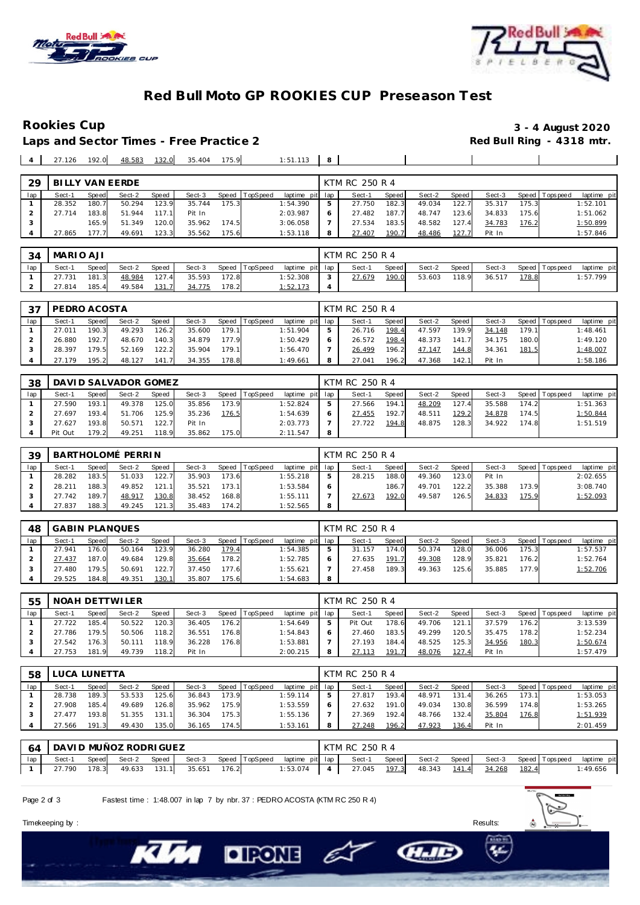# Red Bull Moto GP ROOKIES CUP Preseason Test

## Rookies Cup

**3 - 4 August 2020**

**Laps and Sector Times - Free Practice 2**

**Red Bull Ring - 4318 mtr.**

| 4 | 27.126 | 192.0 | 48.583 | 132.0 | 35.404 | 175.9 | | 1:51.113 | 8 | | | | | | | | |
|---|---|---|---|---|---|---|---|---|---|---|---|---|---|---|---|---|---|

| 29 | BILLY VAN EERDE | | | | | | | | KTM RC 250 R 4 | | | | | | | | |
|---|---|---|---|---|---|---|---|---|---|---|---|---|---|---|---|---|---|
| lap | Sect-1 | Speed | Sect-2 | Speed | Sect-3 | Speed | TopSpeed | laptime pit | lap | Sect-1 | Speed | Sect-2 | Speed | Sect-3 | Speed | Topspeed | laptime pit |
| 1 | 28.352 | 180.7 | 50.294 | 123.9 | 35.744 | 175.3 | | 1:54.390 | 5 | 27.750 | 182.3 | 49.034 | 122.7 | 35.317 | 175.3 | | 1:52.101 |
| 2 | 27.714 | 183.8 | 51.944 | 117.1 | Pit In | | | 2:03.987 | 6 | 27.482 | 187.7 | 48.747 | 123.6 | 34.833 | 175.6 | | 1:51.062 |
| 3 | | 165.9 | 51.349 | 120.0 | 35.962 | 174.5 | | 3:06.058 | 7 | 27.534 | 183.5 | 48.582 | 127.4 | 34.783 | 176.2 | | 1:50.899 |
| 4 | 27.865 | 177.7 | 49.691 | 123.3 | 35.562 | 175.6 | | 1:53.118 | 8 | 27.407 | 190.7 | 48.486 | 127.7 | Pit In | | | 1:57.846 |

| 34 | MARIO AJI | | | | | | | | KTM RC 250 R 4 | | | | | | | | |
|---|---|---|---|---|---|---|---|---|---|---|---|---|---|---|---|---|---|
| lap | Sect-1 | Speed | Sect-2 | Speed | Sect-3 | Speed | TopSpeed | laptime pit | lap | Sect-1 | Speed | Sect-2 | Speed | Sect-3 | Speed | Topspeed | laptime pit |
| 1 | 27.731 | 181.3 | 48.984 | 127.4 | 35.593 | 172.8 | | 1:52.308 | 3 | 27.679 | 190.0 | 53.603 | 118.9 | 36.517 | 178.8 | | 1:57.799 |
| 2 | 27.814 | 185.4 | 49.584 | 131.7 | 34.775 | 178.2 | | 1:52.173 | 4 | | | | | | | | |

| 37 | PEDRO ACOSTA | | | | | | | | KTM RC 250 R 4 | | | | | | | | |
|---|---|---|---|---|---|---|---|---|---|---|---|---|---|---|---|---|---|
| lap | Sect-1 | Speed | Sect-2 | Speed | Sect-3 | Speed | TopSpeed | laptime pit | lap | Sect-1 | Speed | Sect-2 | Speed | Sect-3 | Speed | Topspeed | laptime pit |
| 1 | 27.011 | 190.3 | 49.293 | 126.2 | 35.600 | 179.1 | | 1:51.904 | 5 | 26.716 | 198.4 | 47.597 | 139.9 | 34.148 | 179.1 | | 1:48.461 |
| 2 | 26.880 | 192.7 | 48.670 | 140.3 | 34.879 | 177.9 | | 1:50.429 | 6 | 26.572 | 198.4 | 48.373 | 141.7 | 34.175 | 180.0 | | 1:49.120 |
| 3 | 28.397 | 179.5 | 52.169 | 122.2 | 35.904 | 179.1 | | 1:56.470 | 7 | 26.499 | 196.2 | 47.147 | 144.8 | 34.361 | 181.5 | | 1:48.007 |
| 4 | 27.179 | 195.2 | 48.127 | 141.7 | 34.355 | 178.8 | | 1:49.661 | 8 | 27.041 | 196.2 | 47.368 | 142.1 | Pit In | | | 1:58.186 |

| 38 | DAVID SALVADOR GOMEZ | | | | | | | | KTM RC 250 R 4 | | | | | | | | |
|---|---|---|---|---|---|---|---|---|---|---|---|---|---|---|---|---|---|
| lap | Sect-1 | Speed | Sect-2 | Speed | Sect-3 | Speed | TopSpeed | laptime pit | lap | Sect-1 | Speed | Sect-2 | Speed | Sect-3 | Speed | Topspeed | laptime pit |
| 1 | 27.590 | 193.1 | 49.378 | 125.0 | 35.856 | 173.9 | | 1:52.824 | 5 | 27.566 | 194.1 | 48.209 | 127.4 | 35.588 | 174.2 | | 1:51.363 |
| 2 | 27.697 | 193.4 | 51.706 | 125.9 | 35.236 | 176.5 | | 1:54.639 | 6 | 27.455 | 192.7 | 48.511 | 129.2 | 34.878 | 174.5 | | 1:50.844 |
| 3 | 27.627 | 193.8 | 50.571 | 122.7 | Pit In | | | 2:03.773 | 7 | 27.722 | 194.8 | 48.875 | 128.3 | 34.922 | 174.8 | | 1:51.519 |
| 4 | Pit Out | 179.2 | 49.251 | 118.9 | 35.862 | 175.0 | | 2:11.547 | 8 | | | | | | | | |

| 39 | BARTHOLOMÉ PERRIN | | | | | | | | KTM RC 250 R 4 | | | | | | | | |
|---|---|---|---|---|---|---|---|---|---|---|---|---|---|---|---|---|---|
| lap | Sect-1 | Speed | Sect-2 | Speed | Sect-3 | Speed | TopSpeed | laptime pit | lap | Sect-1 | Speed | Sect-2 | Speed | Sect-3 | Speed | Topspeed | laptime pit |
| 1 | 28.282 | 183.5 | 51.033 | 122.7 | 35.903 | 173.6 | | 1:55.218 | 5 | 28.215 | 188.0 | 49.360 | 123.0 | Pit In | | | 2:02.655 |
| 2 | 28.211 | 188.3 | 49.852 | 121.1 | 35.521 | 173.1 | | 1:53.584 | 6 | | 186.7 | 49.701 | 122.2 | 35.388 | 173.9 | | 3:08.740 |
| 3 | 27.742 | 189.7 | 48.917 | 130.8 | 38.452 | 168.8 | | 1:55.111 | 7 | 27.673 | 192.0 | 49.587 | 126.5 | 34.833 | 175.9 | | 1:52.093 |
| 4 | 27.837 | 188.3 | 49.245 | 121.3 | 35.483 | 174.2 | | 1:52.565 | 8 | | | | | | | | |

| 48 | GABIN PLANQUES | | | | | | | | KTM RC 250 R 4 | | | | | | | | |
|---|---|---|---|---|---|---|---|---|---|---|---|---|---|---|---|---|---|
| lap | Sect-1 | Speed | Sect-2 | Speed | Sect-3 | Speed | TopSpeed | laptime pit | lap | Sect-1 | Speed | Sect-2 | Speed | Sect-3 | Speed | Topspeed | laptime pit |
| 1 | 27.941 | 176.0 | 50.164 | 123.9 | 36.280 | 179.4 | | 1:54.385 | 5 | 31.157 | 174.0 | 50.374 | 128.0 | 36.006 | 175.3 | | 1:57.537 |
| 2 | 27.437 | 187.0 | 49.684 | 129.8 | 35.664 | 178.2 | | 1:52.785 | 6 | 27.635 | 191.7 | 49.308 | 128.9 | 35.821 | 176.2 | | 1:52.764 |
| 3 | 27.480 | 179.5 | 50.691 | 122.7 | 37.450 | 177.6 | | 1:55.621 | 7 | 27.458 | 189.3 | 49.363 | 125.6 | 35.885 | 177.9 | | 1:52.706 |
| 4 | 29.525 | 184.8 | 49.351 | 130.1 | 35.807 | 175.6 | | 1:54.683 | 8 | | | | | | | | |

| 55 | NOAH DETTWILER | | | | | | | | KTM RC 250 R 4 | | | | | | | | |
|---|---|---|---|---|---|---|---|---|---|---|---|---|---|---|---|---|---|
| lap | Sect-1 | Speed | Sect-2 | Speed | Sect-3 | Speed | TopSpeed | laptime pit | lap | Sect-1 | Speed | Sect-2 | Speed | Sect-3 | Speed | Topspeed | laptime pit |
| 1 | 27.722 | 185.4 | 50.522 | 120.3 | 36.405 | 176.2 | | 1:54.649 | 5 | Pit Out | 178.6 | 49.706 | 121.1 | 37.579 | 176.2 | | 3:13.539 |
| 2 | 27.786 | 179.5 | 50.506 | 118.2 | 36.551 | 176.8 | | 1:54.843 | 6 | 27.460 | 183.5 | 49.299 | 120.5 | 35.475 | 178.2 | | 1:52.234 |
| 3 | 27.542 | 176.3 | 50.111 | 118.9 | 36.228 | 176.8 | | 1:53.881 | 7 | 27.193 | 184.4 | 48.525 | 125.3 | 34.956 | 180.3 | | 1:50.674 |
| 4 | 27.753 | 181.9 | 49.739 | 118.2 | Pit In | | | 2:00.215 | 8 | 27.113 | 191.7 | 48.076 | 127.4 | Pit In | | | 1:57.479 |

| 58 | LUCA LUNETTA | | | | | | | | KTM RC 250 R 4 | | | | | | | | |
|---|---|---|---|---|---|---|---|---|---|---|---|---|---|---|---|---|---|
| lap | Sect-1 | Speed | Sect-2 | Speed | Sect-3 | Speed | TopSpeed | laptime pit | lap | Sect-1 | Speed | Sect-2 | Speed | Sect-3 | Speed | Topspeed | laptime pit |
| 1 | 28.738 | 189.3 | 53.533 | 125.6 | 36.843 | 173.9 | | 1:59.114 | 5 | 27.817 | 193.4 | 48.971 | 131.4 | 36.265 | 173.1 | | 1:53.053 |
| 2 | 27.908 | 185.4 | 49.689 | 126.8 | 35.962 | 175.9 | | 1:53.559 | 6 | 27.632 | 191.0 | 49.034 | 130.8 | 36.599 | 174.8 | | 1:53.265 |
| 3 | 27.477 | 193.8 | 51.355 | 131.1 | 36.304 | 175.3 | | 1:55.136 | 7 | 27.369 | 192.4 | 48.766 | 132.4 | 35.804 | 176.8 | | 1:51.939 |
| 4 | 27.566 | 191.3 | 49.430 | 135.0 | 36.165 | 174.5 | | 1:53.161 | 8 | 27.248 | 196.2 | 47.923 | 136.4 | Pit In | | | 2:01.459 |

| 64 | DAVID MUÑOZ RODRIGUEZ | | | | | | | | KTM RC 250 R 4 | | | | | | | | |
|---|---|---|---|---|---|---|---|---|---|---|---|---|---|---|---|---|---|
| lap | Sect-1 | Speed | Sect-2 | Speed | Sect-3 | Speed | TopSpeed | laptime pit | lap | Sect-1 | Speed | Sect-2 | Speed | Sect-3 | Speed | Topspeed | laptime pit |
| 1 | 27.790 | 178.3 | 49.633 | 131.1 | 35.651 | 176.2 | | 1:53.074 | 4 | 27.045 | 197.3 | 48.343 | 141.4 | 34.268 | 182.4 | | 1:49.656 |

Fastest time : 1:48.007 in lap 7 by nbr. 37 : PEDRO ACOSTA (KTM RC 250 R 4)

Timekeeping by :

Results: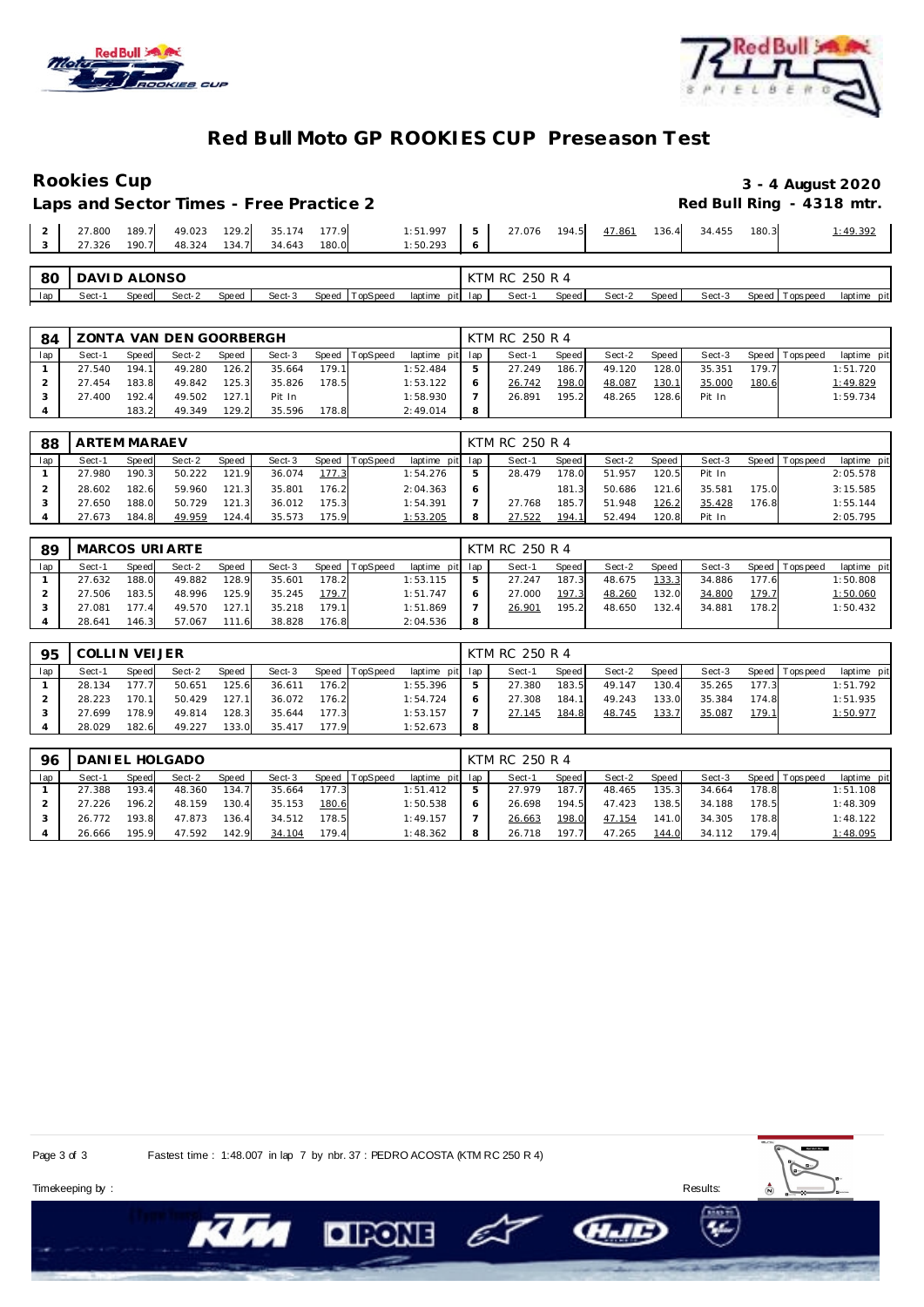# Red Bull Moto GP ROOKIES CUP Preseason Test

## Rookies Cup

**3 - 4 August 2020**

**Laps and Sector Times - Free Practice 2**

**Red Bull Ring - 4318 mtr.**

| lap | Sect-1 | Speed | Sect-2 | Speed | Sect-3 | Speed | TopSpeed | laptime pit | lap | Sect-1 | Speed | Sect-2 | Speed | Sect-3 | Speed | Topspeed | laptime pit |
|---|---|---|---|---|---|---|---|---|---|---|---|---|---|---|---|---|---|
| 2 | 27.800 | 189.7 | 49.023 | 129.2 | 35.174 | 177.9 | | 1:51.997 | 5 | 27.076 | 194.5 | 47.861 | 136.4 | 34.455 | 180.3 | | 1:49.392 |
| 3 | 27.326 | 190.7 | 48.324 | 134.7 | 34.643 | 180.0 | | 1:50.293 | 6 | | | | | | | | |

**80 DAVID ALONSO** — KTM RC 250 R 4

| lap | Sect-1 | Speed | Sect-2 | Speed | Sect-3 | Speed | TopSpeed | laptime pit | lap | Sect-1 | Speed | Sect-2 | Speed | Sect-3 | Speed | Topspeed | laptime pit |
|---|---|---|---|---|---|---|---|---|---|---|---|---|---|---|---|---|---|

**84 ZONTA VAN DEN GOORBERGH** — KTM RC 250 R 4

| lap | Sect-1 | Speed | Sect-2 | Speed | Sect-3 | Speed | TopSpeed | laptime pit | lap | Sect-1 | Speed | Sect-2 | Speed | Sect-3 | Speed | Topspeed | laptime pit |
|---|---|---|---|---|---|---|---|---|---|---|---|---|---|---|---|---|---|
| 1 | 27.540 | 194.1 | 49.280 | 126.2 | 35.664 | 179.1 | | 1:52.484 | 5 | 27.249 | 186.7 | 49.120 | 128.0 | 35.351 | 179.7 | | 1:51.720 |
| 2 | 27.454 | 183.8 | 49.842 | 125.3 | 35.826 | 178.5 | | 1:53.122 | 6 | 26.742 | 198.0 | 48.087 | 130.1 | 35.000 | 180.6 | | 1:49.829 |
| 3 | 27.400 | 192.4 | 49.502 | 127.1 | Pit In | | | 1:58.930 | 7 | 26.891 | 195.2 | 48.265 | 128.6 | Pit In | | | 1:59.734 |
| 4 | | 183.2 | 49.349 | 129.2 | 35.596 | 178.8 | | 2:49.014 | 8 | | | | | | | | |

**88 ARTEM MARAEV** — KTM RC 250 R 4

| lap | Sect-1 | Speed | Sect-2 | Speed | Sect-3 | Speed | TopSpeed | laptime pit | lap | Sect-1 | Speed | Sect-2 | Speed | Sect-3 | Speed | Topspeed | laptime pit |
|---|---|---|---|---|---|---|---|---|---|---|---|---|---|---|---|---|---|
| 1 | 27.980 | 190.3 | 50.222 | 121.9 | 36.074 | 177.3 | | 1:54.276 | 5 | 28.479 | 178.0 | 51.957 | 120.5 | Pit In | | | 2:05.578 |
| 2 | 28.602 | 182.6 | 59.960 | 121.3 | 35.801 | 176.2 | | 2:04.363 | 6 | | 181.3 | 50.686 | 121.6 | 35.581 | 175.0 | | 3:15.585 |
| 3 | 27.650 | 188.0 | 50.729 | 121.3 | 36.012 | 175.3 | | 1:54.391 | 7 | 27.768 | 185.7 | 51.948 | 126.2 | 35.428 | 176.8 | | 1:55.144 |
| 4 | 27.673 | 184.8 | 49.959 | 124.4 | 35.573 | 175.9 | | 1:53.205 | 8 | 27.522 | 194.1 | 52.494 | 120.8 | Pit In | | | 2:05.795 |

**89 MARCOS URIARTE** — KTM RC 250 R 4

| lap | Sect-1 | Speed | Sect-2 | Speed | Sect-3 | Speed | TopSpeed | laptime pit | lap | Sect-1 | Speed | Sect-2 | Speed | Sect-3 | Speed | Topspeed | laptime pit |
|---|---|---|---|---|---|---|---|---|---|---|---|---|---|---|---|---|---|
| 1 | 27.632 | 188.0 | 49.882 | 128.9 | 35.601 | 178.2 | | 1:53.115 | 5 | 27.247 | 187.3 | 48.675 | 133.3 | 34.886 | 177.6 | | 1:50.808 |
| 2 | 27.506 | 183.5 | 48.996 | 125.9 | 35.245 | 179.7 | | 1:51.747 | 6 | 27.000 | 197.3 | 48.260 | 132.0 | 34.800 | 179.7 | | 1:50.060 |
| 3 | 27.081 | 177.4 | 49.570 | 127.1 | 35.218 | 179.1 | | 1:51.869 | 7 | 26.901 | 195.2 | 48.650 | 132.4 | 34.881 | 178.2 | | 1:50.432 |
| 4 | 28.641 | 146.3 | 57.067 | 111.6 | 38.828 | 176.8 | | 2:04.536 | 8 | | | | | | | | |

**95 COLLIN VEIJER** — KTM RC 250 R 4

| lap | Sect-1 | Speed | Sect-2 | Speed | Sect-3 | Speed | TopSpeed | laptime pit | lap | Sect-1 | Speed | Sect-2 | Speed | Sect-3 | Speed | Topspeed | laptime pit |
|---|---|---|---|---|---|---|---|---|---|---|---|---|---|---|---|---|---|
| 1 | 28.134 | 177.7 | 50.651 | 125.6 | 36.611 | 176.2 | | 1:55.396 | 5 | 27.380 | 183.5 | 49.147 | 130.4 | 35.265 | 177.3 | | 1:51.792 |
| 2 | 28.223 | 170.1 | 50.429 | 127.1 | 36.072 | 176.2 | | 1:54.724 | 6 | 27.308 | 184.1 | 49.243 | 133.0 | 35.384 | 174.8 | | 1:51.935 |
| 3 | 27.699 | 178.9 | 49.814 | 128.3 | 35.644 | 177.3 | | 1:53.157 | 7 | 27.145 | 184.8 | 48.745 | 133.7 | 35.087 | 179.1 | | 1:50.977 |
| 4 | 28.029 | 182.6 | 49.227 | 133.0 | 35.417 | 177.9 | | 1:52.673 | 8 | | | | | | | | |

**96 DANIEL HOLGADO** — KTM RC 250 R 4

| lap | Sect-1 | Speed | Sect-2 | Speed | Sect-3 | Speed | TopSpeed | laptime pit | lap | Sect-1 | Speed | Sect-2 | Speed | Sect-3 | Speed | Topspeed | laptime pit |
|---|---|---|---|---|---|---|---|---|---|---|---|---|---|---|---|---|---|
| 1 | 27.388 | 193.4 | 48.360 | 134.7 | 35.664 | 177.3 | | 1:51.412 | 5 | 27.979 | 187.7 | 48.465 | 135.3 | 34.664 | 178.8 | | 1:51.108 |
| 2 | 27.226 | 196.2 | 48.159 | 130.4 | 35.153 | 180.6 | | 1:50.538 | 6 | 26.698 | 194.5 | 47.423 | 138.5 | 34.188 | 178.5 | | 1:48.309 |
| 3 | 26.772 | 193.8 | 47.873 | 136.4 | 34.512 | 178.5 | | 1:49.157 | 7 | 26.663 | 198.0 | 47.154 | 141.0 | 34.305 | 178.8 | | 1:48.122 |
| 4 | 26.666 | 195.9 | 47.592 | 142.9 | 34.104 | 179.4 | | 1:48.362 | 8 | 26.718 | 197.7 | 47.265 | 144.0 | 34.112 | 179.4 | | 1:48.095 |

Fastest time : 1:48.007 in lap 7 by nbr. 37 : PEDRO ACOSTA (KTM RC 250 R 4)

Timekeeping by :

Results: